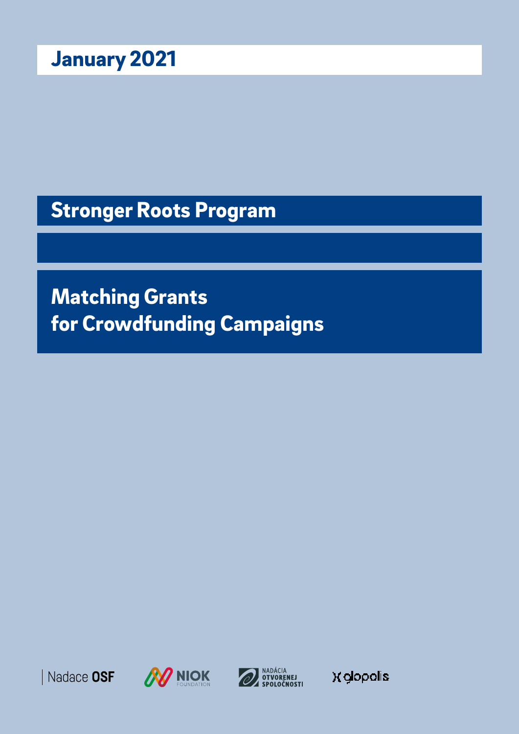**January 2021**

# Stronger Roots Program

# Matching Grants for Crowdfunding Campaigns

Nadace OSF

NIOK FOUNDATION

NADÁCIA OTVORENEJ SPOLOČNOSTI

glopolis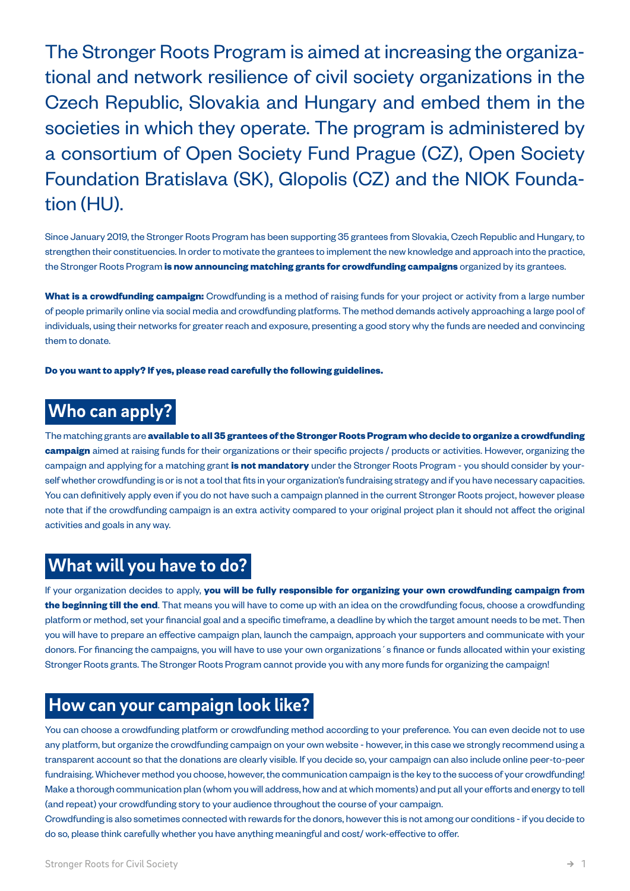The Stronger Roots Program is aimed at increasing the organizational and network resilience of civil society organizations in the Czech Republic, Slovakia and Hungary and embed them in the societies in which they operate. The program is administered by a consortium of Open Society Fund Prague (CZ), Open Society Foundation Bratislava (SK), Glopolis (CZ) and the NIOK Foundation (HU).

Since January 2019, the Stronger Roots Program has been supporting 35 grantees from Slovakia, Czech Republic and Hungary, to strengthen their constituencies. In order to motivate the grantees to implement the new knowledge and approach into the practice, the Stronger Roots Program **is now announcing matching grants for crowdfunding campaigns** organized by its grantees.

**What is a crowdfunding campaign:** Crowdfunding is a method of raising funds for your project or activity from a large number of people primarily online via social media and crowdfunding platforms. The method demands actively approaching a large pool of individuals, using their networks for greater reach and exposure, presenting a good story why the funds are needed and convincing them to donate.

**Do you want to apply? If yes, please read carefully the following guidelines.**

## Who can apply?

The matching grants are **available to all 35 grantees of the Stronger Roots Program who decide to organize a crowdfunding campaign** aimed at raising funds for their organizations or their specific projects / products or activities. However, organizing the campaign and applying for a matching grant **is not mandatory** under the Stronger Roots Program - you should consider by yourself whether crowdfunding is or is not a tool that fits in your organization's fundraising strategy and if you have necessary capacities. You can definitively apply even if you do not have such a campaign planned in the current Stronger Roots project, however please note that if the crowdfunding campaign is an extra activity compared to your original project plan it should not affect the original activities and goals in any way.

## What will you have to do?

If your organization decides to apply, **you will be fully responsible for organizing your own crowdfunding campaign from the beginning till the end**. That means you will have to come up with an idea on the crowdfunding focus, choose a crowdfunding platform or method, set your financial goal and a specific timeframe, a deadline by which the target amount needs to be met. Then you will have to prepare an effective campaign plan, launch the campaign, approach your supporters and communicate with your donors. For financing the campaigns, you will have to use your own organizations´s finance or funds allocated within your existing Stronger Roots grants. The Stronger Roots Program cannot provide you with any more funds for organizing the campaign!

## How can your campaign look like?

You can choose a crowdfunding platform or crowdfunding method according to your preference. You can even decide not to use any platform, but organize the crowdfunding campaign on your own website - however, in this case we strongly recommend using a transparent account so that the donations are clearly visible. If you decide so, your campaign can also include online peer-to-peer fundraising. Whichever method you choose, however, the communication campaign is the key to the success of your crowdfunding! Make a thorough communication plan (whom you will address, how and at which moments) and put all your efforts and energy to tell (and repeat) your crowdfunding story to your audience throughout the course of your campaign.

Crowdfunding is also sometimes connected with rewards for the donors, however this is not among our conditions - if you decide to do so, please think carefully whether you have anything meaningful and cost/ work-effective to offer.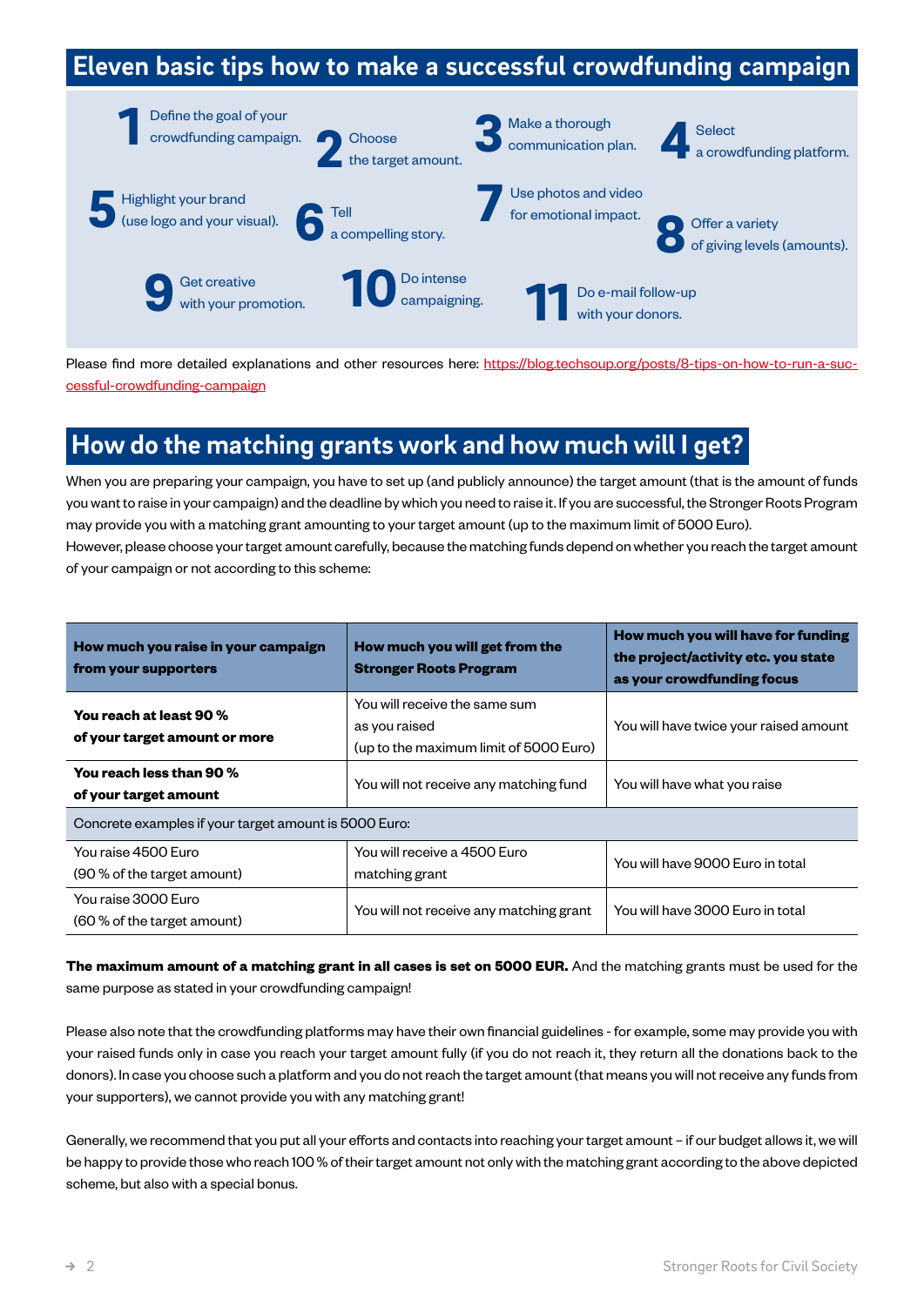## Eleven basic tips how to make a successful crowdfunding campaign

1. Define the goal of your crowdfunding campaign.
2. Choose the target amount.
3. Make a thorough communication plan.
4. Select a crowdfunding platform.
5. Highlight your brand (use logo and your visual).
6. Tell a compelling story.
7. Use photos and video for emotional impact.
8. Offer a variety of giving levels (amounts).
9. Get creative with your promotion.
10. Do intense campaigning.
11. Do e-mail follow-up with your donors.

Please find more detailed explanations and other resources here: https://blog.techsoup.org/posts/8-tips-on-how-to-run-a-successful-crowdfunding-campaign

## How do the matching grants work and how much will I get?

When you are preparing your campaign, you have to set up (and publicly announce) the target amount (that is the amount of funds you want to raise in your campaign) and the deadline by which you need to raise it. If you are successful, the Stronger Roots Program may provide you with a matching grant amounting to your target amount (up to the maximum limit of 5000 Euro).
However, please choose your target amount carefully, because the matching funds depend on whether you reach the target amount of your campaign or not according to this scheme:

| How much you raise in your campaign from your supporters | How much you will get from the Stronger Roots Program | How much you will have for funding the project/activity etc. you state as your crowdfunding focus |
|---|---|---|
| **You reach at least 90 % of your target amount or more** | You will receive the same sum as you raised (up to the maximum limit of 5000 Euro) | You will have twice your raised amount |
| **You reach less than 90 % of your target amount** | You will not receive any matching fund | You will have what you raise |
| Concrete examples if your target amount is 5000 Euro: | | |
| You raise 4500 Euro (90 % of the target amount) | You will receive a 4500 Euro matching grant | You will have 9000 Euro in total |
| You raise 3000 Euro (60 % of the target amount) | You will not receive any matching grant | You will have 3000 Euro in total |

**The maximum amount of a matching grant in all cases is set on 5000 EUR.** And the matching grants must be used for the same purpose as stated in your crowdfunding campaign!

Please also note that the crowdfunding platforms may have their own financial guidelines - for example, some may provide you with your raised funds only in case you reach your target amount fully (if you do not reach it, they return all the donations back to the donors). In case you choose such a platform and you do not reach the target amount (that means you will not receive any funds from your supporters), we cannot provide you with any matching grant!

Generally, we recommend that you put all your efforts and contacts into reaching your target amount – if our budget allows it, we will be happy to provide those who reach 100 % of their target amount not only with the matching grant according to the above depicted scheme, but also with a special bonus.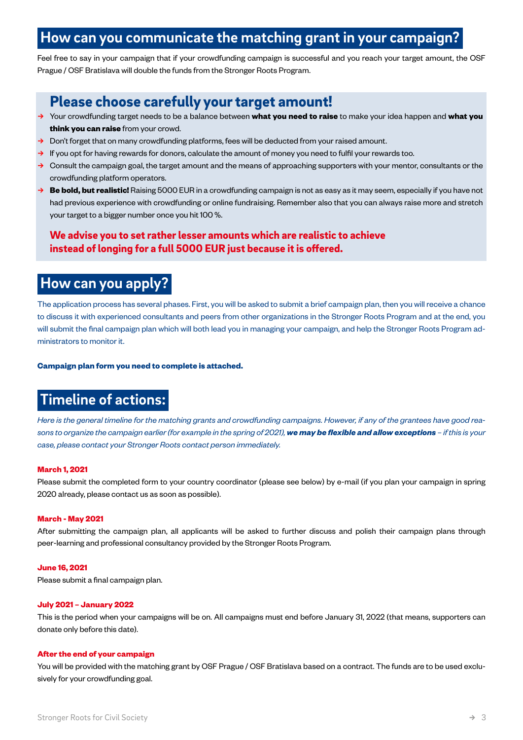## How can you communicate the matching grant in your campaign?

Feel free to say in your campaign that if your crowdfunding campaign is successful and you reach your target amount, the OSF Prague / OSF Bratislava will double the funds from the Stronger Roots Program.

### Please choose carefully your target amount!

- Your crowdfunding target needs to be a balance between **what you need to raise** to make your idea happen and **what you think you can raise** from your crowd.
- Don't forget that on many crowdfunding platforms, fees will be deducted from your raised amount.
- If you opt for having rewards for donors, calculate the amount of money you need to fulfil your rewards too.
- Consult the campaign goal, the target amount and the means of approaching supporters with your mentor, consultants or the crowdfunding platform operators.
- **Be bold, but realistic!** Raising 5000 EUR in a crowdfunding campaign is not as easy as it may seem, especially if you have not had previous experience with crowdfunding or online fundraising. Remember also that you can always raise more and stretch your target to a bigger number once you hit 100 %.

**We advise you to set rather lesser amounts which are realistic to achieve instead of longing for a full 5000 EUR just because it is offered.**

## How can you apply?

The application process has several phases. First, you will be asked to submit a brief campaign plan, then you will receive a chance to discuss it with experienced consultants and peers from other organizations in the Stronger Roots Program and at the end, you will submit the final campaign plan which will both lead you in managing your campaign, and help the Stronger Roots Program administrators to monitor it.

**Campaign plan form you need to complete is attached.**

## Timeline of actions:

*Here is the general timeline for the matching grants and crowdfunding campaigns. However, if any of the grantees have good reasons to organize the campaign earlier (for example in the spring of 2021), **we may be flexible and allow exceptions** – if this is your case, please contact your Stronger Roots contact person immediately.*

**March 1, 2021**
Please submit the completed form to your country coordinator (please see below) by e-mail (if you plan your campaign in spring 2020 already, please contact us as soon as possible).

**March - May 2021**
After submitting the campaign plan, all applicants will be asked to further discuss and polish their campaign plans through peer-learning and professional consultancy provided by the Stronger Roots Program.

**June 16, 2021**
Please submit a final campaign plan.

**July 2021 – January 2022**
This is the period when your campaigns will be on. All campaigns must end before January 31, 2022 (that means, supporters can donate only before this date).

**After the end of your campaign**
You will be provided with the matching grant by OSF Prague / OSF Bratislava based on a contract. The funds are to be used exclusively for your crowdfunding goal.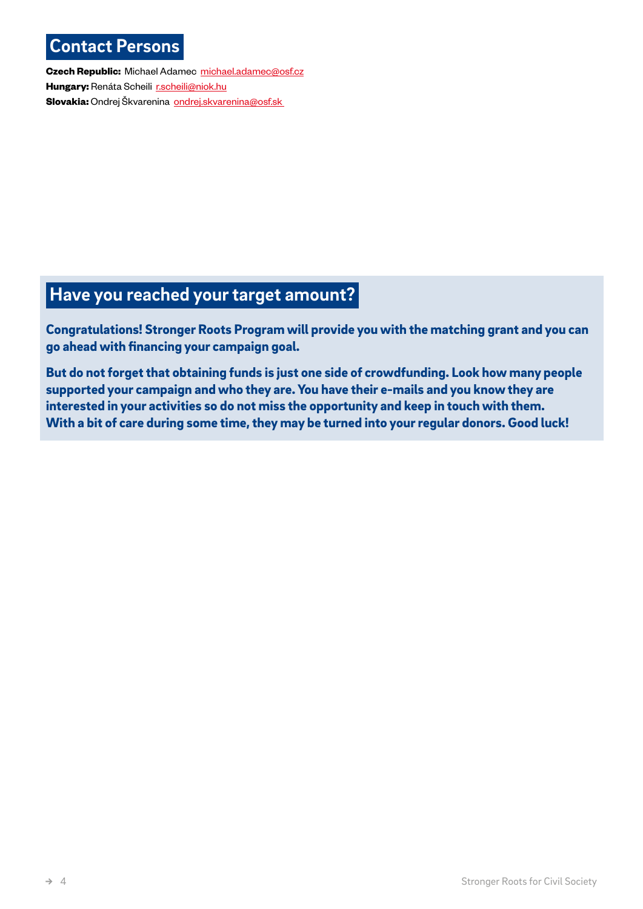## Contact Persons

**Czech Republic:** Michael Adamec michael.adamec@osf.cz
**Hungary:** Renáta Scheili r.scheili@niok.hu
**Slovakia:** Ondrej Škvarenina ondrej.skvarenina@osf.sk

## Have you reached your target amount?

**Congratulations! Stronger Roots Program will provide you with the matching grant and you can go ahead with financing your campaign goal.**

**But do not forget that obtaining funds is just one side of crowdfunding. Look how many people supported your campaign and who they are. You have their e-mails and you know they are interested in your activities so do not miss the opportunity and keep in touch with them. With a bit of care during some time, they may be turned into your regular donors. Good luck!**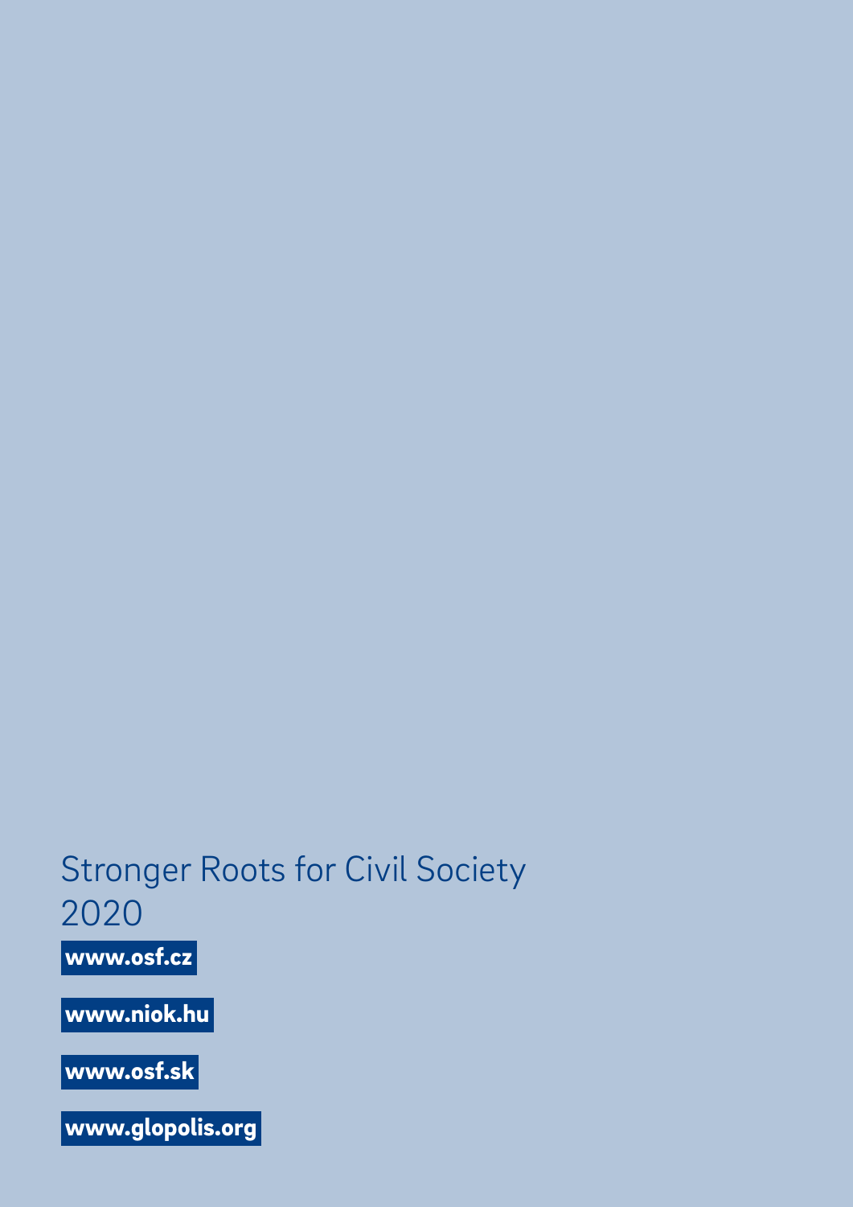Stronger Roots for Civil Society
2020

**www.osf.cz**

**www.niok.hu**

**www.osf.sk**

**www.glopolis.org**